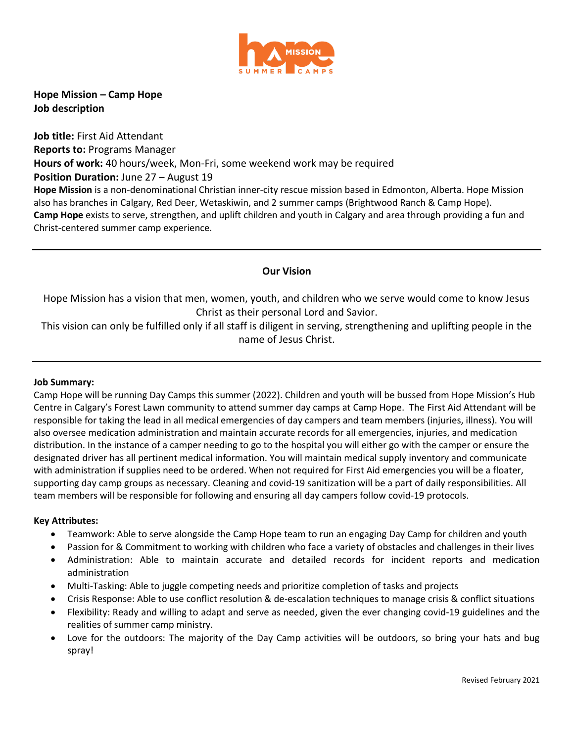**Hope Mission – Camp Hope**
**Job description**

**Job title:** First Aid Attendant
**Reports to:** Programs Manager
**Hours of work:** 40 hours/week, Mon-Fri, some weekend work may be required
**Position Duration:** June 27 – August 19

**Hope Mission** is a non-denominational Christian inner-city rescue mission based in Edmonton, Alberta. Hope Mission also has branches in Calgary, Red Deer, Wetaskiwin, and 2 summer camps (Brightwood Ranch & Camp Hope).
**Camp Hope** exists to serve, strengthen, and uplift children and youth in Calgary and area through providing a fun and Christ-centered summer camp experience.

---

## Our Vision

Hope Mission has a vision that men, women, youth, and children who we serve would come to know Jesus Christ as their personal Lord and Savior.
This vision can only be fulfilled only if all staff is diligent in serving, strengthening and uplifting people in the name of Jesus Christ.

---

**Job Summary:**
Camp Hope will be running Day Camps this summer (2022). Children and youth will be bussed from Hope Mission's Hub Centre in Calgary's Forest Lawn community to attend summer day camps at Camp Hope. The First Aid Attendant will be responsible for taking the lead in all medical emergencies of day campers and team members (injuries, illness). You will also oversee medication administration and maintain accurate records for all emergencies, injuries, and medication distribution. In the instance of a camper needing to go to the hospital you will either go with the camper or ensure the designated driver has all pertinent medical information. You will maintain medical supply inventory and communicate with administration if supplies need to be ordered. When not required for First Aid emergencies you will be a floater, supporting day camp groups as necessary. Cleaning and covid-19 sanitization will be a part of daily responsibilities. All team members will be responsible for following and ensuring all day campers follow covid-19 protocols.

**Key Attributes:**

- Teamwork: Able to serve alongside the Camp Hope team to run an engaging Day Camp for children and youth
- Passion for & Commitment to working with children who face a variety of obstacles and challenges in their lives
- Administration: Able to maintain accurate and detailed records for incident reports and medication administration
- Multi-Tasking: Able to juggle competing needs and prioritize completion of tasks and projects
- Crisis Response: Able to use conflict resolution & de-escalation techniques to manage crisis & conflict situations
- Flexibility: Ready and willing to adapt and serve as needed, given the ever changing covid-19 guidelines and the realities of summer camp ministry.
- Love for the outdoors: The majority of the Day Camp activities will be outdoors, so bring your hats and bug spray!

Revised February 2021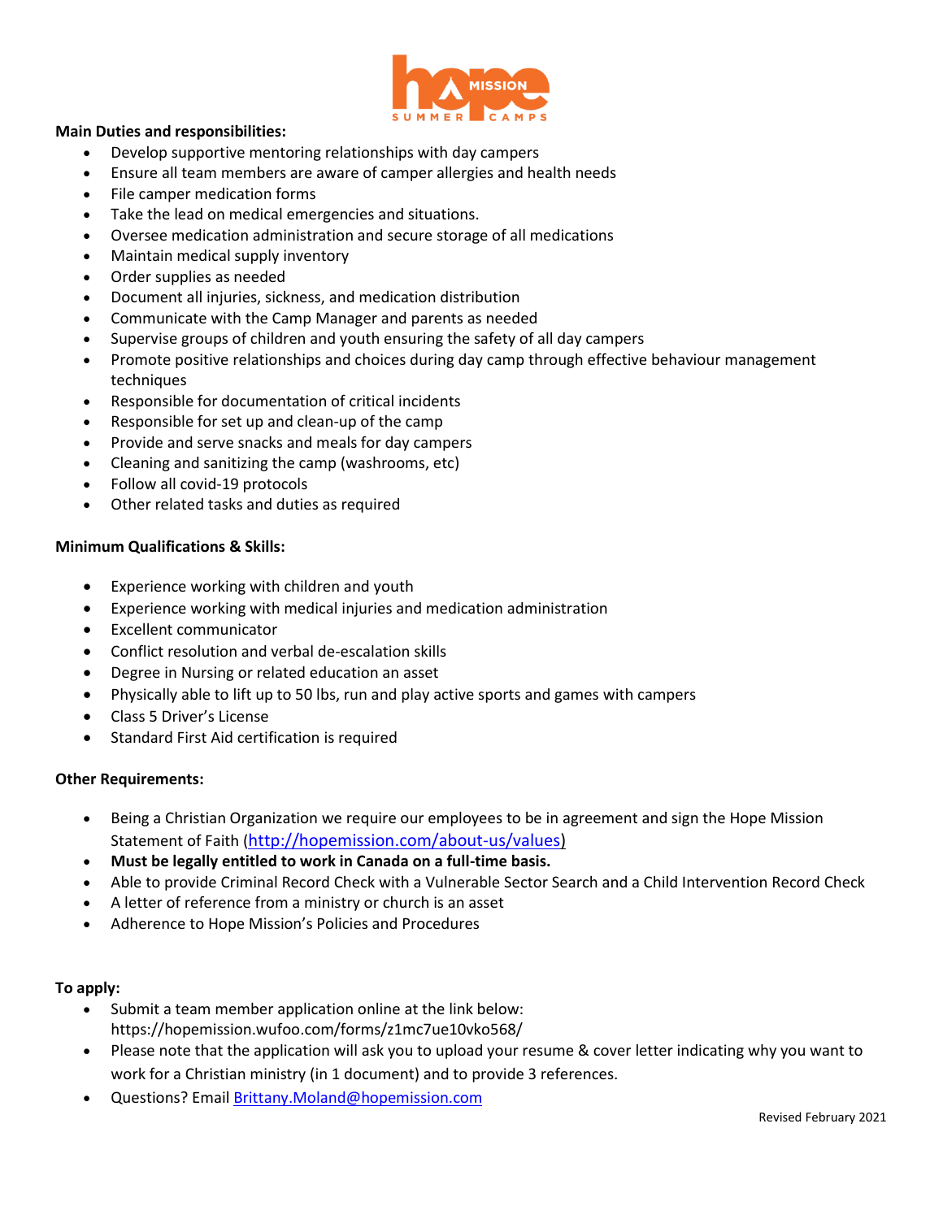**Main Duties and responsibilities:**

- Develop supportive mentoring relationships with day campers
- Ensure all team members are aware of camper allergies and health needs
- File camper medication forms
- Take the lead on medical emergencies and situations.
- Oversee medication administration and secure storage of all medications
- Maintain medical supply inventory
- Order supplies as needed
- Document all injuries, sickness, and medication distribution
- Communicate with the Camp Manager and parents as needed
- Supervise groups of children and youth ensuring the safety of all day campers
- Promote positive relationships and choices during day camp through effective behaviour management techniques
- Responsible for documentation of critical incidents
- Responsible for set up and clean-up of the camp
- Provide and serve snacks and meals for day campers
- Cleaning and sanitizing the camp (washrooms, etc)
- Follow all covid-19 protocols
- Other related tasks and duties as required

**Minimum Qualifications & Skills:**

- Experience working with children and youth
- Experience working with medical injuries and medication administration
- Excellent communicator
- Conflict resolution and verbal de-escalation skills
- Degree in Nursing or related education an asset
- Physically able to lift up to 50 lbs, run and play active sports and games with campers
- Class 5 Driver's License
- Standard First Aid certification is required

**Other Requirements:**

- Being a Christian Organization we require our employees to be in agreement and sign the Hope Mission Statement of Faith (http://hopemission.com/about-us/values)
- **Must be legally entitled to work in Canada on a full-time basis.**
- Able to provide Criminal Record Check with a Vulnerable Sector Search and a Child Intervention Record Check
- A letter of reference from a ministry or church is an asset
- Adherence to Hope Mission's Policies and Procedures

**To apply:**

- Submit a team member application online at the link below: https://hopemission.wufoo.com/forms/z1mc7ue10vko568/
- Please note that the application will ask you to upload your resume & cover letter indicating why you want to work for a Christian ministry (in 1 document) and to provide 3 references.
- Questions? Email Brittany.Moland@hopemission.com

Revised February 2021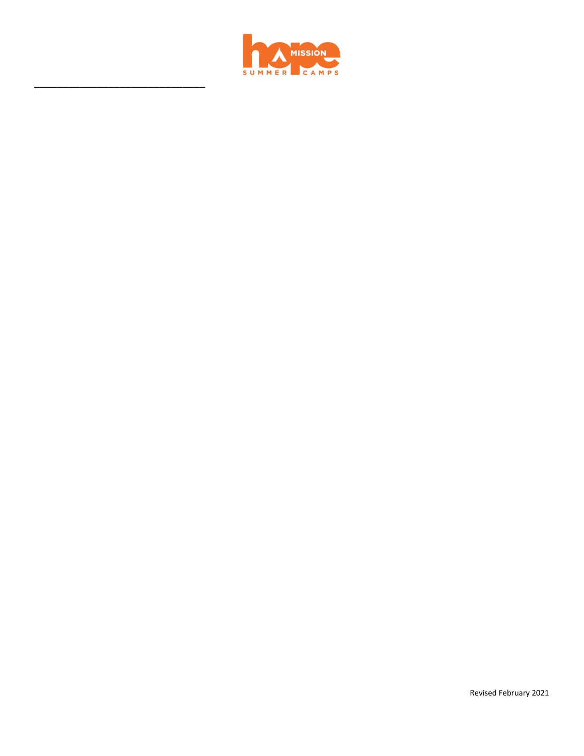______________________________

Revised February 2021